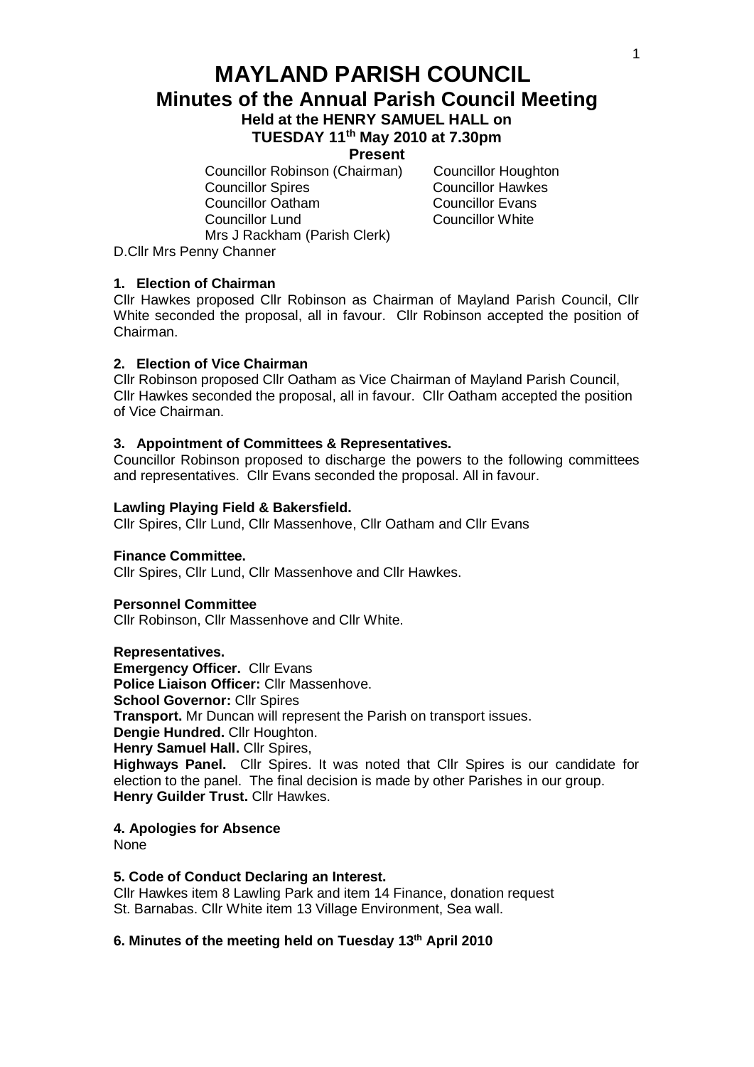# MAYLAND PARISH COUNCIL

## Minutes of the Annual Parish Council Meeting

### Held at the HENRY SAMUEL HALL on TUESDAY 11th May 2010 at 7.30pm

**Present**

Councillor Robinson (Chairman)
Councillor Houghton
Councillor Spires
Councillor Hawkes
Councillor Oatham
Councillor Evans
Councillor Lund
Councillor White
Mrs J Rackham (Parish Clerk)

D.Cllr Mrs Penny Channer

**1. Election of Chairman**

Cllr Hawkes proposed Cllr Robinson as Chairman of Mayland Parish Council, Cllr White seconded the proposal, all in favour. Cllr Robinson accepted the position of Chairman.

**2. Election of Vice Chairman**

Cllr Robinson proposed Cllr Oatham as Vice Chairman of Mayland Parish Council, Cllr Hawkes seconded the proposal, all in favour. Cllr Oatham accepted the position of Vice Chairman.

**3. Appointment of Committees & Representatives.**

Councillor Robinson proposed to discharge the powers to the following committees and representatives. Cllr Evans seconded the proposal. All in favour.

**Lawling Playing Field & Bakersfield.**

Cllr Spires, Cllr Lund, Cllr Massenhove, Cllr Oatham and Cllr Evans

**Finance Committee.**

Cllr Spires, Cllr Lund, Cllr Massenhove and Cllr Hawkes.

**Personnel Committee**

Cllr Robinson, Cllr Massenhove and Cllr White.

**Representatives.**

**Emergency Officer.** Cllr Evans
**Police Liaison Officer:** Cllr Massenhove.
**School Governor:** Cllr Spires
**Transport.** Mr Duncan will represent the Parish on transport issues.
**Dengie Hundred.** Cllr Houghton.
**Henry Samuel Hall.** Cllr Spires,
**Highways Panel.** Cllr Spires. It was noted that Cllr Spires is our candidate for election to the panel. The final decision is made by other Parishes in our group.
**Henry Guilder Trust.** Cllr Hawkes.

**4. Apologies for Absence**

None

**5. Code of Conduct Declaring an Interest.**

Cllr Hawkes item 8 Lawling Park and item 14 Finance, donation request St. Barnabas. Cllr White item 13 Village Environment, Sea wall.

**6. Minutes of the meeting held on Tuesday 13th April 2010**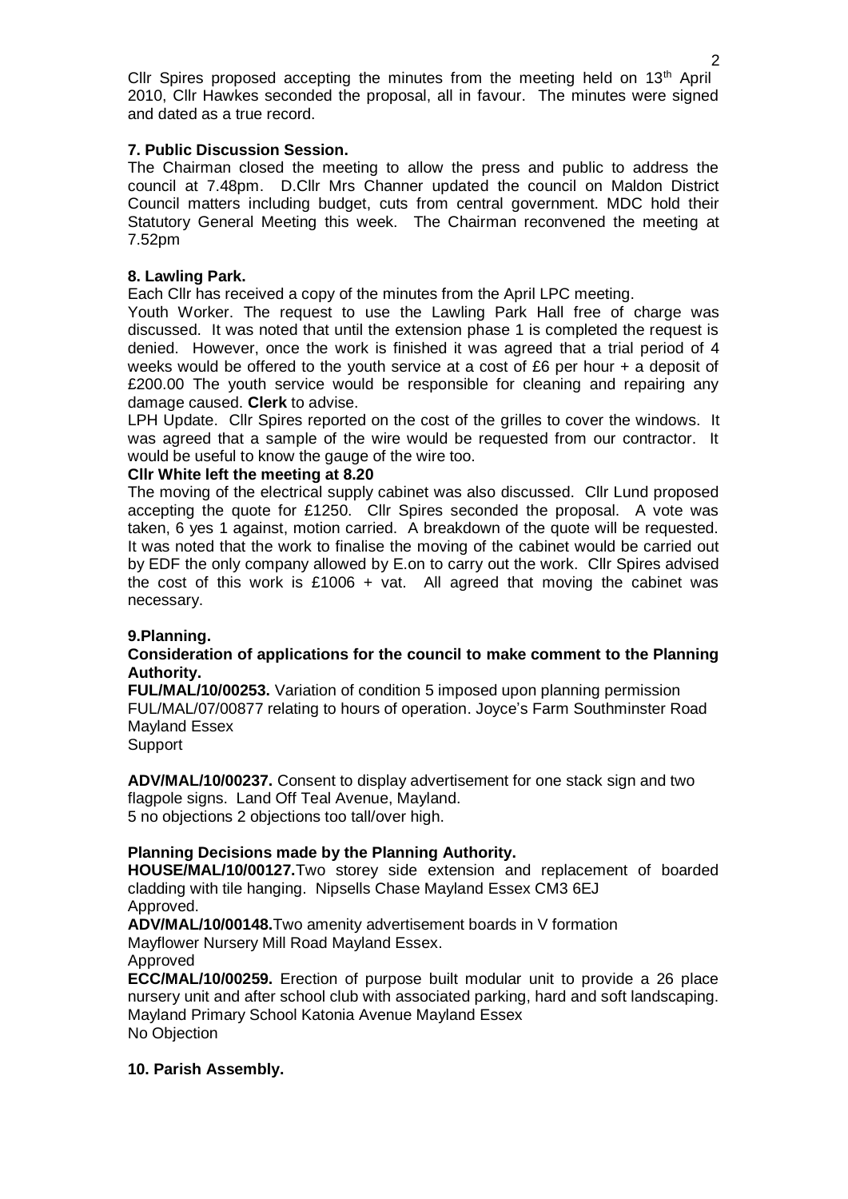Cllr Spires proposed accepting the minutes from the meeting held on 13th April 2010, Cllr Hawkes seconded the proposal, all in favour. The minutes were signed and dated as a true record.

**7. Public Discussion Session.**

The Chairman closed the meeting to allow the press and public to address the council at 7.48pm. D.Cllr Mrs Channer updated the council on Maldon District Council matters including budget, cuts from central government. MDC hold their Statutory General Meeting this week. The Chairman reconvened the meeting at 7.52pm

**8. Lawling Park.**

Each Cllr has received a copy of the minutes from the April LPC meeting.

Youth Worker. The request to use the Lawling Park Hall free of charge was discussed. It was noted that until the extension phase 1 is completed the request is denied. However, once the work is finished it was agreed that a trial period of 4 weeks would be offered to the youth service at a cost of £6 per hour + a deposit of £200.00 The youth service would be responsible for cleaning and repairing any damage caused. **Clerk** to advise.

LPH Update. Cllr Spires reported on the cost of the grilles to cover the windows. It was agreed that a sample of the wire would be requested from our contractor. It would be useful to know the gauge of the wire too.

**Cllr White left the meeting at 8.20**

The moving of the electrical supply cabinet was also discussed. Cllr Lund proposed accepting the quote for £1250. Cllr Spires seconded the proposal. A vote was taken, 6 yes 1 against, motion carried. A breakdown of the quote will be requested. It was noted that the work to finalise the moving of the cabinet would be carried out by EDF the only company allowed by E.on to carry out the work. Cllr Spires advised the cost of this work is £1006 + vat. All agreed that moving the cabinet was necessary.

**9.Planning.**

**Consideration of applications for the council to make comment to the Planning Authority.**

**FUL/MAL/10/00253.** Variation of condition 5 imposed upon planning permission FUL/MAL/07/00877 relating to hours of operation. Joyce's Farm Southminster Road Mayland Essex
Support

**ADV/MAL/10/00237.** Consent to display advertisement for one stack sign and two flagpole signs. Land Off Teal Avenue, Mayland.
5 no objections 2 objections too tall/over high.

**Planning Decisions made by the Planning Authority.**

**HOUSE/MAL/10/00127.**Two storey side extension and replacement of boarded cladding with tile hanging. Nipsells Chase Mayland Essex CM3 6EJ
Approved.

**ADV/MAL/10/00148.**Two amenity advertisement boards in V formation
Mayflower Nursery Mill Road Mayland Essex.
Approved

**ECC/MAL/10/00259.** Erection of purpose built modular unit to provide a 26 place nursery unit and after school club with associated parking, hard and soft landscaping. Mayland Primary School Katonia Avenue Mayland Essex
No Objection

**10. Parish Assembly.**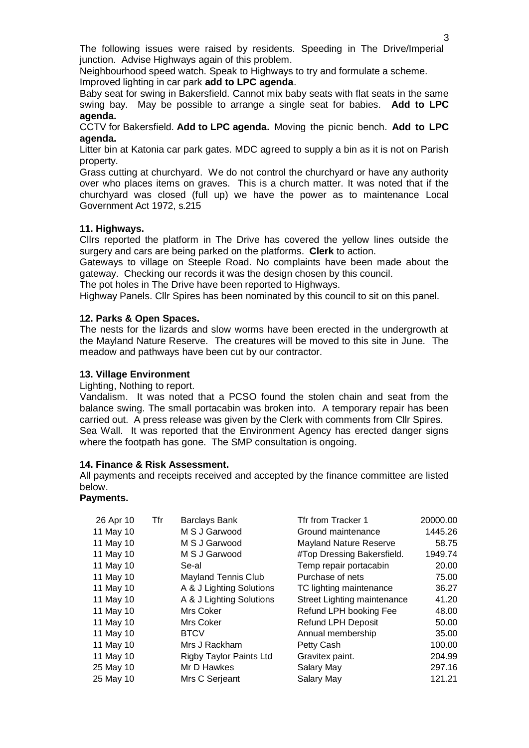The following issues were raised by residents. Speeding in The Drive/Imperial junction. Advise Highways again of this problem.
Neighbourhood speed watch. Speak to Highways to try and formulate a scheme.
Improved lighting in car park **add to LPC agenda**.
Baby seat for swing in Bakersfield. Cannot mix baby seats with flat seats in the same swing bay. May be possible to arrange a single seat for babies. **Add to LPC agenda.**
CCTV for Bakersfield. **Add to LPC agenda.** Moving the picnic bench. **Add to LPC agenda.**
Litter bin at Katonia car park gates. MDC agreed to supply a bin as it is not on Parish property.
Grass cutting at churchyard. We do not control the churchyard or have any authority over who places items on graves. This is a church matter. It was noted that if the churchyard was closed (full up) we have the power as to maintenance Local Government Act 1972, s.215

**11. Highways.**

Cllrs reported the platform in The Drive has covered the yellow lines outside the surgery and cars are being parked on the platforms. **Clerk** to action.
Gateways to village on Steeple Road. No complaints have been made about the gateway. Checking our records it was the design chosen by this council.
The pot holes in The Drive have been reported to Highways.
Highway Panels. Cllr Spires has been nominated by this council to sit on this panel.

**12. Parks & Open Spaces.**

The nests for the lizards and slow worms have been erected in the undergrowth at the Mayland Nature Reserve. The creatures will be moved to this site in June. The meadow and pathways have been cut by our contractor.

**13. Village Environment**

Lighting, Nothing to report.
Vandalism. It was noted that a PCSO found the stolen chain and seat from the balance swing. The small portacabin was broken into. A temporary repair has been carried out. A press release was given by the Clerk with comments from Cllr Spires.
Sea Wall. It was reported that the Environment Agency has erected danger signs where the footpath has gone. The SMP consultation is ongoing.

**14. Finance & Risk Assessment.**

All payments and receipts received and accepted by the finance committee are listed below.

**Payments.**

| | | | | |
|---|---|---|---|---|
| 26 Apr 10 | Tfr | Barclays Bank | Tfr from Tracker 1 | 20000.00 |
| 11 May 10 | | M S J Garwood | Ground maintenance | 1445.26 |
| 11 May 10 | | M S J Garwood | Mayland Nature Reserve | 58.75 |
| 11 May 10 | | M S J Garwood | #Top Dressing Bakersfield. | 1949.74 |
| 11 May 10 | | Se-al | Temp repair portacabin | 20.00 |
| 11 May 10 | | Mayland Tennis Club | Purchase of nets | 75.00 |
| 11 May 10 | | A & J Lighting Solutions | TC lighting maintenance | 36.27 |
| 11 May 10 | | A & J Lighting Solutions | Street Lighting maintenance | 41.20 |
| 11 May 10 | | Mrs Coker | Refund LPH booking Fee | 48.00 |
| 11 May 10 | | Mrs Coker | Refund LPH Deposit | 50.00 |
| 11 May 10 | | BTCV | Annual membership | 35.00 |
| 11 May 10 | | Mrs J Rackham | Petty Cash | 100.00 |
| 11 May 10 | | Rigby Taylor Paints Ltd | Gravitex paint. | 204.99 |
| 25 May 10 | | Mr D Hawkes | Salary May | 297.16 |
| 25 May 10 | | Mrs C Serjeant | Salary May | 121.21 |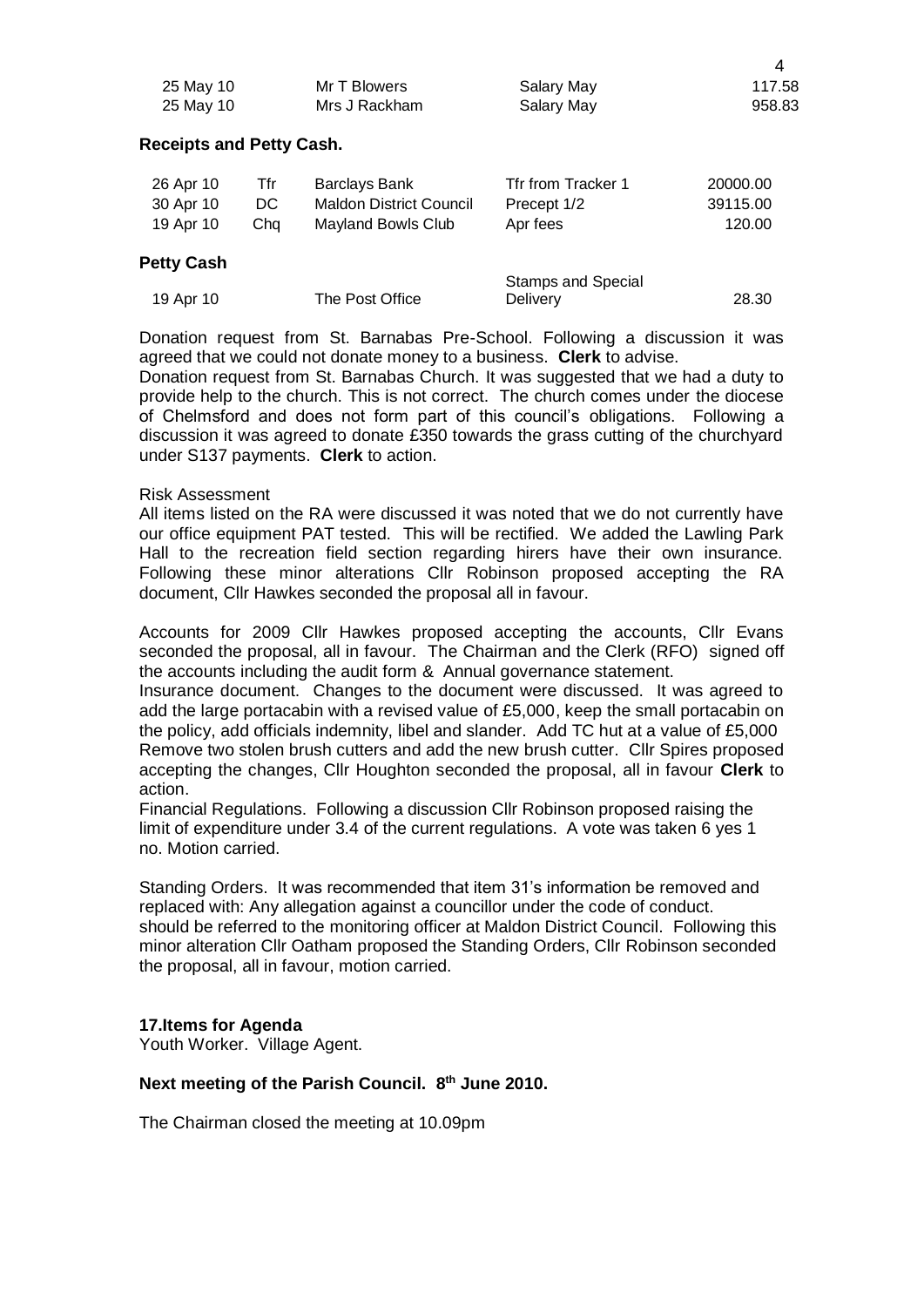| | | | |
|---|---|---|---|
| 25 May 10 | Mr T Blowers | Salary May | 117.58 |
| 25 May 10 | Mrs J Rackham | Salary May | 958.83 |

**Receipts and Petty Cash.**

| | | | | |
|---|---|---|---|---|
| 26 Apr 10 | Tfr | Barclays Bank | Tfr from Tracker 1 | 20000.00 |
| 30 Apr 10 | DC | Maldon District Council | Precept 1/2 | 39115.00 |
| 19 Apr 10 | Chq | Mayland Bowls Club | Apr fees | 120.00 |

**Petty Cash**

| | | | |
|---|---|---|---|
| 19 Apr 10 | The Post Office | Stamps and Special Delivery | 28.30 |

Donation request from St. Barnabas Pre-School. Following a discussion it was agreed that we could not donate money to a business. **Clerk** to advise.
Donation request from St. Barnabas Church. It was suggested that we had a duty to provide help to the church. This is not correct. The church comes under the diocese of Chelmsford and does not form part of this council's obligations. Following a discussion it was agreed to donate £350 towards the grass cutting of the churchyard under S137 payments. **Clerk** to action.

Risk Assessment
All items listed on the RA were discussed it was noted that we do not currently have our office equipment PAT tested. This will be rectified. We added the Lawling Park Hall to the recreation field section regarding hirers have their own insurance. Following these minor alterations Cllr Robinson proposed accepting the RA document, Cllr Hawkes seconded the proposal all in favour.

Accounts for 2009 Cllr Hawkes proposed accepting the accounts, Cllr Evans seconded the proposal, all in favour. The Chairman and the Clerk (RFO) signed off the accounts including the audit form & Annual governance statement.
Insurance document. Changes to the document were discussed. It was agreed to add the large portacabin with a revised value of £5,000, keep the small portacabin on the policy, add officials indemnity, libel and slander. Add TC hut at a value of £5,000 Remove two stolen brush cutters and add the new brush cutter. Cllr Spires proposed accepting the changes, Cllr Houghton seconded the proposal, all in favour **Clerk** to action.
Financial Regulations. Following a discussion Cllr Robinson proposed raising the limit of expenditure under 3.4 of the current regulations. A vote was taken 6 yes 1 no. Motion carried.

Standing Orders. It was recommended that item 31's information be removed and replaced with: Any allegation against a councillor under the code of conduct. should be referred to the monitoring officer at Maldon District Council. Following this minor alteration Cllr Oatham proposed the Standing Orders, Cllr Robinson seconded the proposal, all in favour, motion carried.

**17.Items for Agenda**
Youth Worker. Village Agent.

**Next meeting of the Parish Council. 8th June 2010.**

The Chairman closed the meeting at 10.09pm